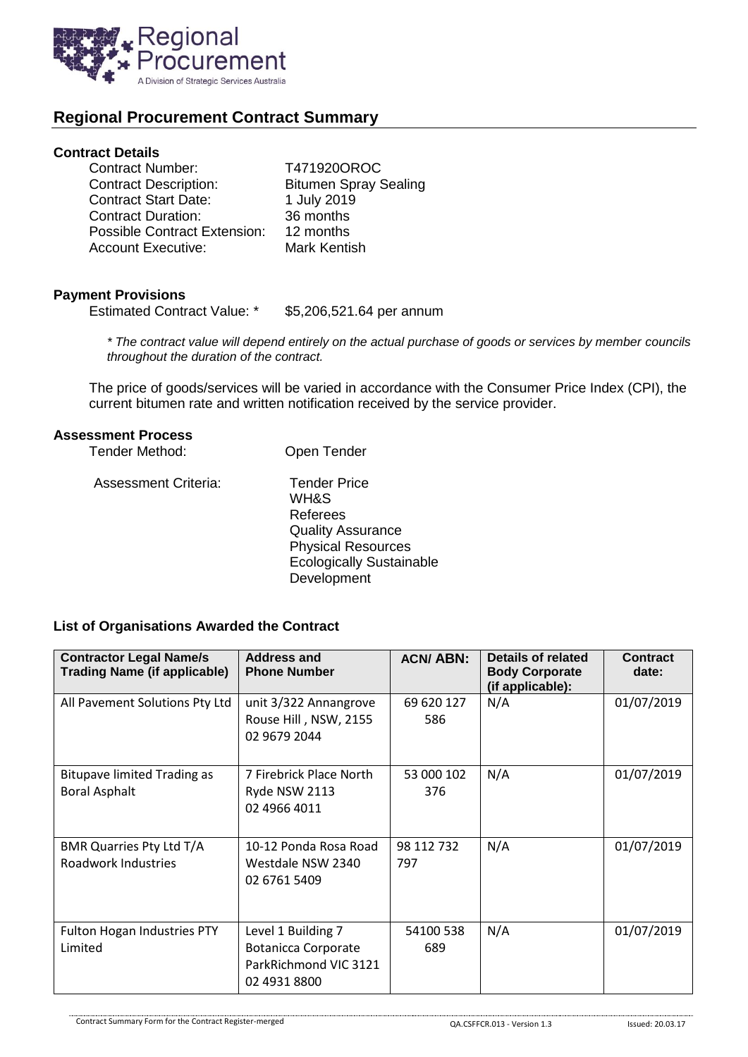# Regional Procurement Contract Summary

### Contract Details

| | |
|---|---|
| Contract Number: | T471920OROC |
| Contract Description: | Bitumen Spray Sealing |
| Contract Start Date: | 1 July 2019 |
| Contract Duration: | 36 months |
| Possible Contract Extension: | 12 months |
| Account Executive: | Mark Kentish |

### Payment Provisions

Estimated Contract Value: * $5,206,521.64 per annum

*\* The contract value will depend entirely on the actual purchase of goods or services by member councils throughout the duration of the contract.*

The price of goods/services will be varied in accordance with the Consumer Price Index (CPI), the current bitumen rate and written notification received by the service provider.

### Assessment Process

Tender Method: Open Tender

Assessment Criteria:
- Tender Price
- WH&S
- Referees
- Quality Assurance
- Physical Resources
- Ecologically Sustainable Development

### List of Organisations Awarded the Contract

| Contractor Legal Name/s Trading Name (if applicable) | Address and Phone Number | ACN/ ABN: | Details of related Body Corporate (if applicable): | Contract date: |
|---|---|---|---|---|
| All Pavement Solutions Pty Ltd | unit 3/322 Annangrove Rouse Hill , NSW, 2155 02 9679 2044 | 69 620 127 586 | N/A | 01/07/2019 |
| Bitupave limited Trading as Boral Asphalt | 7 Firebrick Place North Ryde NSW 2113 02 4966 4011 | 53 000 102 376 | N/A | 01/07/2019 |
| BMR Quarries Pty Ltd T/A Roadwork Industries | 10-12 Ponda Rosa Road Westdale NSW 2340 02 6761 5409 | 98 112 732 797 | N/A | 01/07/2019 |
| Fulton Hogan Industries PTY Limited | Level 1 Building 7 Botanicca Corporate ParkRichmond VIC 3121 02 4931 8800 | 54100 538 689 | N/A | 01/07/2019 |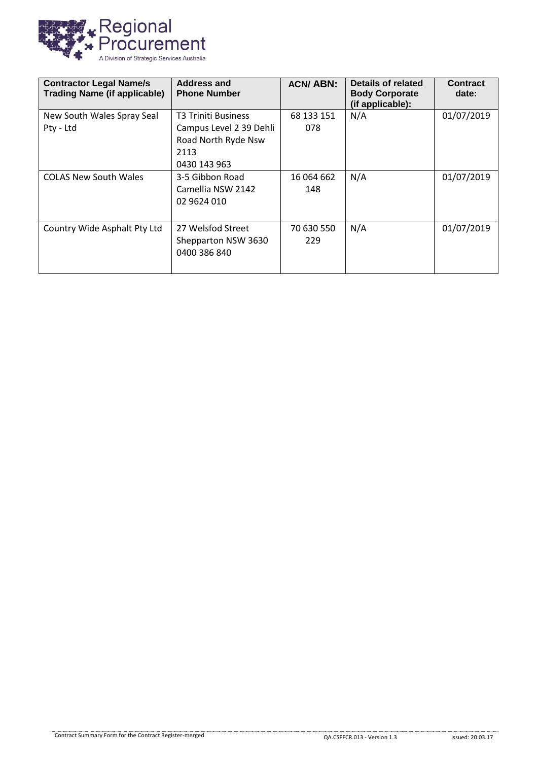| Contractor Legal Name/s Trading Name (if applicable) | Address and Phone Number | ACN/ ABN: | Details of related Body Corporate (if applicable): | Contract date: |
|---|---|---|---|---|
| New South Wales Spray Seal Pty - Ltd | T3 Triniti Business Campus Level 2 39 Dehli Road North Ryde Nsw 2113 0430 143 963 | 68 133 151 078 | N/A | 01/07/2019 |
| COLAS New South Wales | 3-5 Gibbon Road Camellia NSW 2142 02 9624 010 | 16 064 662 148 | N/A | 01/07/2019 |
| Country Wide Asphalt Pty Ltd | 27 Welsfod Street Shepparton NSW 3630 0400 386 840 | 70 630 550 229 | N/A | 01/07/2019 |